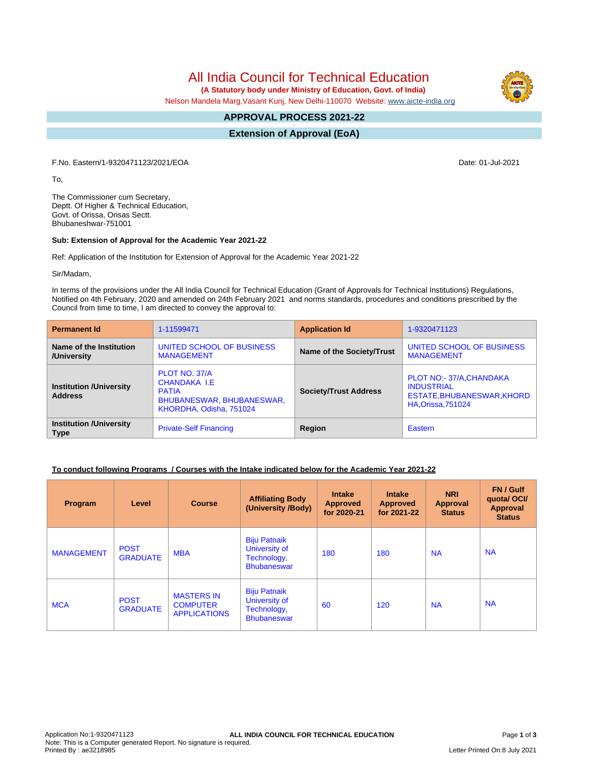# All India Council for Technical Education

**(A Statutory body under Ministry of Education, Govt. of India)**

Nelson Mandela Marg,Vasant Kunj, New Delhi-110070 Website: www.aicte-india.org

## APPROVAL PROCESS 2021-22

## Extension of Approval (EoA)

F.No. Eastern/1-9320471123/2021/EOA

Date: 01-Jul-2021

To,

The Commissioner cum Secretary,
Deptt. Of Higher & Technical Education,
Govt. of Orissa, Orisas Sectt.
Bhubaneshwar-751001

**Sub: Extension of Approval for the Academic Year 2021-22**

Ref: Application of the Institution for Extension of Approval for the Academic Year 2021-22

Sir/Madam,

In terms of the provisions under the All India Council for Technical Education (Grant of Approvals for Technical Institutions) Regulations, Notified on 4th February, 2020 and amended on 24th February 2021 and norms standards, procedures and conditions prescribed by the Council from time to time, I am directed to convey the approval to:

| **Permanent Id** | 1-11599471 | **Application Id** | 1-9320471123 |
|---|---|---|---|
| **Name of the Institution /University** | UNITED SCHOOL OF BUSINESS MANAGEMENT | **Name of the Society/Trust** | UNITED SCHOOL OF BUSINESS MANAGEMENT |
| **Institution /University Address** | PLOT NO. 37/A CHANDAKA I.E PATIA BHUBANESWAR, BHUBANESWAR, KHORDHA, Odisha, 751024 | **Society/Trust Address** | PLOT NO:- 37/A,CHANDAKA INDUSTRIAL ESTATE,BHUBANESWAR,KHORDHA,Orissa,751024 |
| **Institution /University Type** | Private-Self Financing | **Region** | Eastern |

**To conduct following Programs / Courses with the Intake indicated below for the Academic Year 2021-22**

| Program | Level | Course | Affiliating Body (University /Body) | Intake Approved for 2020-21 | Intake Approved for 2021-22 | NRI Approval Status | FN / Gulf quota/ OCI/ Approval Status |
|---|---|---|---|---|---|---|---|
| MANAGEMENT | POST GRADUATE | MBA | Biju Patnaik University of Technology, Bhubaneswar | 180 | 180 | NA | NA |
| MCA | POST GRADUATE | MASTERS IN COMPUTER APPLICATIONS | Biju Patnaik University of Technology, Bhubaneswar | 60 | 120 | NA | NA |

Application No:1-9320471123
Note: This is a Computer generated Report. No signature is required.
Printed By : ae3218985

Letter Printed On:8 July 2021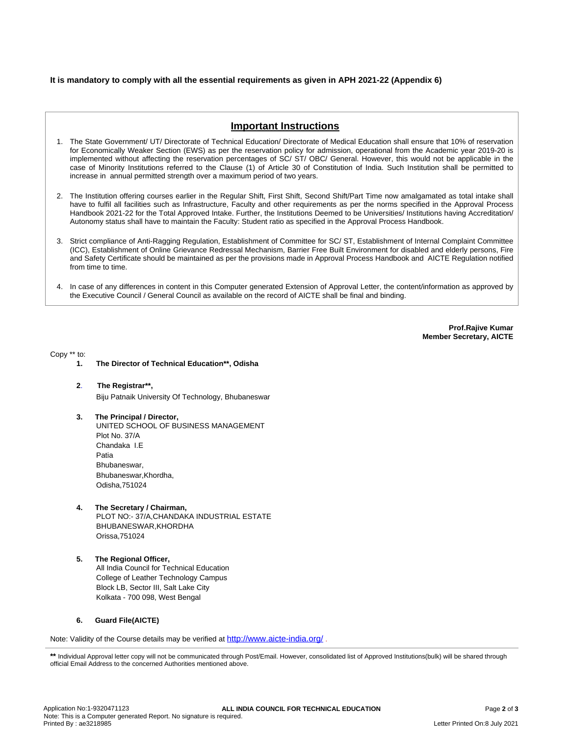**It is mandatory to comply with all the essential requirements as given in APH 2021-22 (Appendix 6)**

## Important Instructions

1. The State Government/ UT/ Directorate of Technical Education/ Directorate of Medical Education shall ensure that 10% of reservation for Economically Weaker Section (EWS) as per the reservation policy for admission, operational from the Academic year 2019-20 is implemented without affecting the reservation percentages of SC/ ST/ OBC/ General. However, this would not be applicable in the case of Minority Institutions referred to the Clause (1) of Article 30 of Constitution of India. Such Institution shall be permitted to increase in annual permitted strength over a maximum period of two years.

2. The Institution offering courses earlier in the Regular Shift, First Shift, Second Shift/Part Time now amalgamated as total intake shall have to fulfil all facilities such as Infrastructure, Faculty and other requirements as per the norms specified in the Approval Process Handbook 2021-22 for the Total Approved Intake. Further, the Institutions Deemed to be Universities/ Institutions having Accreditation/ Autonomy status shall have to maintain the Faculty: Student ratio as specified in the Approval Process Handbook.

3. Strict compliance of Anti-Ragging Regulation, Establishment of Committee for SC/ ST, Establishment of Internal Complaint Committee (ICC), Establishment of Online Grievance Redressal Mechanism, Barrier Free Built Environment for disabled and elderly persons, Fire and Safety Certificate should be maintained as per the provisions made in Approval Process Handbook and AICTE Regulation notified from time to time.

4. In case of any differences in content in this Computer generated Extension of Approval Letter, the content/information as approved by the Executive Council / General Council as available on the record of AICTE shall be final and binding.

**Prof.Rajive Kumar**
**Member Secretary, AICTE**

Copy ** to:

1. **The Director of Technical Education**, Odisha**

2. **The Registrar**,**
   Biju Patnaik University Of Technology, Bhubaneswar

3. **The Principal / Director,**
   UNITED SCHOOL OF BUSINESS MANAGEMENT
   Plot No. 37/A
   Chandaka I.E
   Patia
   Bhubaneswar,
   Bhubaneswar,Khordha,
   Odisha,751024

4. **The Secretary / Chairman,**
   PLOT NO:- 37/A,CHANDAKA INDUSTRIAL ESTATE
   BHUBANESWAR,KHORDHA
   Orissa,751024

5. **The Regional Officer,**
   All India Council for Technical Education
   College of Leather Technology Campus
   Block LB, Sector III, Salt Lake City
   Kolkata - 700 098, West Bengal

6. **Guard File(AICTE)**

Note: Validity of the Course details may be verified at http://www.aicte-india.org/ .

** Individual Approval letter copy will not be communicated through Post/Email. However, consolidated list of Approved Institutions(bulk) will be shared through official Email Address to the concerned Authorities mentioned above.

Application No:1-9320471123
Note: This is a Computer generated Report. No signature is required.
Printed By : ae3218985
Letter Printed On:8 July 2021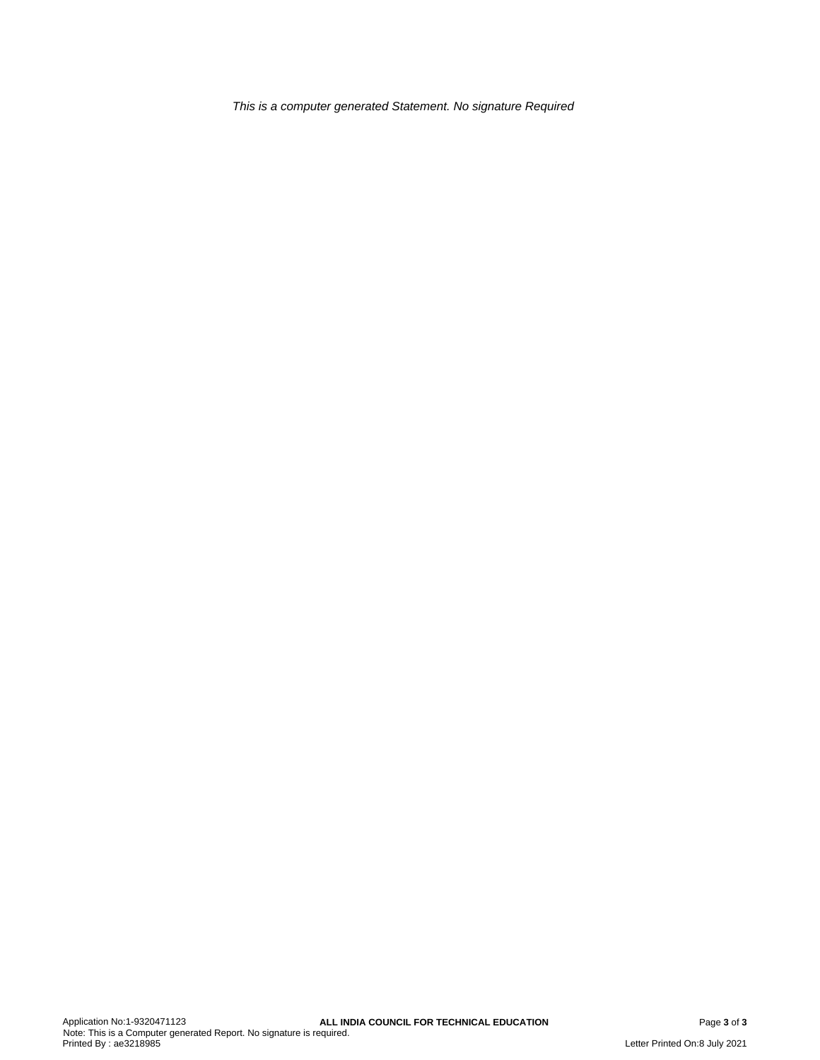*This is a computer generated Statement. No signature Required*